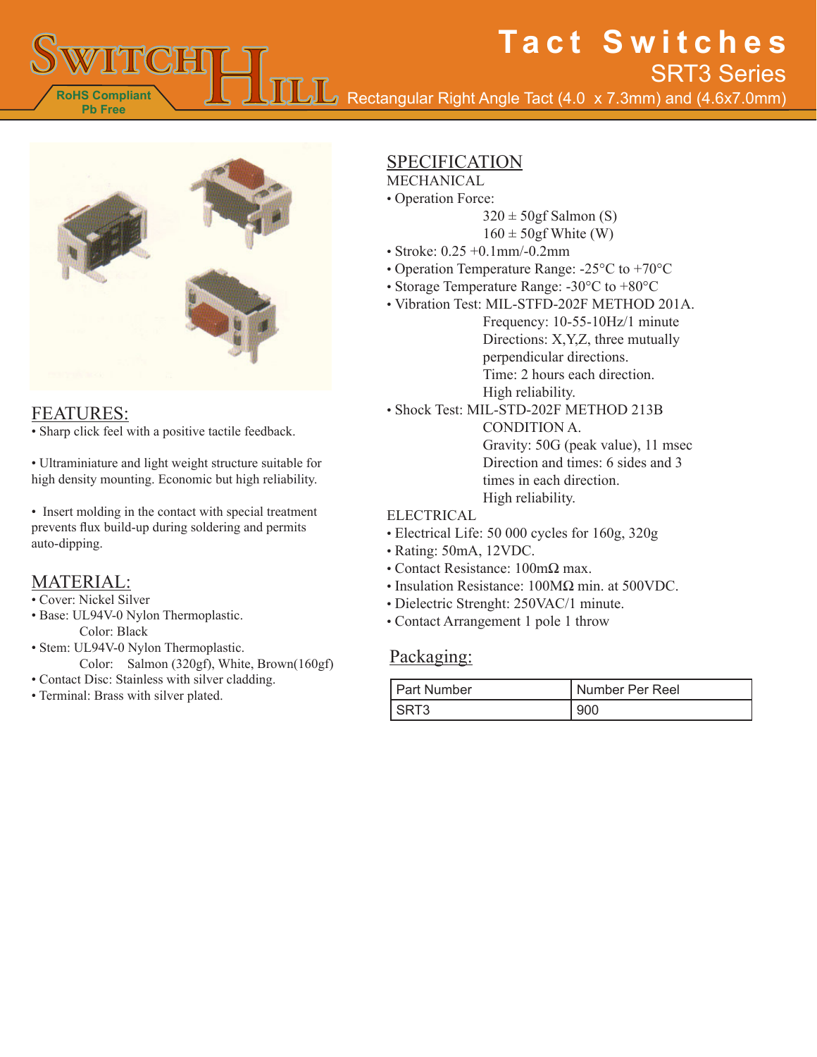# Tact Switches

## SRT3 Series

Rectangular Right Angle Tact (4.0 x 7.3mm) and (4.6x7.0mm)

RoHS Compliant
Pb Free

## FEATURES:

- Sharp click feel with a positive tactile feedback.

- Ultraminiature and light weight structure suitable for high density mounting. Economic but high reliability.

- Insert molding in the contact with special treatment prevents flux build-up during soldering and permits auto-dipping.

## MATERIAL:

- Cover: Nickel Silver
- Base: UL94V-0 Nylon Thermoplastic.
  Color: Black
- Stem: UL94V-0 Nylon Thermoplastic.
  Color: Salmon (320gf), White, Brown(160gf)
- Contact Disc: Stainless with silver cladding.
- Terminal: Brass with silver plated.

## SPECIFICATION

MECHANICAL

- Operation Force:
  320 ± 50gf Salmon (S)
  160 ± 50gf White (W)
- Stroke: 0.25 +0.1mm/-0.2mm
- Operation Temperature Range: -25°C to +70°C
- Storage Temperature Range: -30°C to +80°C
- Vibration Test: MIL-STFD-202F METHOD 201A.
  Frequency: 10-55-10Hz/1 minute
  Directions: X,Y,Z, three mutually perpendicular directions.
  Time: 2 hours each direction.
  High reliability.
- Shock Test: MIL-STD-202F METHOD 213B CONDITION A.
  Gravity: 50G (peak value), 11 msec
  Direction and times: 6 sides and 3 times in each direction.
  High reliability.

ELECTRICAL

- Electrical Life: 50 000 cycles for 160g, 320g
- Rating: 50mA, 12VDC.
- Contact Resistance: 100mΩ max.
- Insulation Resistance: 100MΩ min. at 500VDC.
- Dielectric Strenght: 250VAC/1 minute.
- Contact Arrangement 1 pole 1 throw

## Packaging:

| Part Number | Number Per Reel |
|---|---|
| SRT3 | 900 |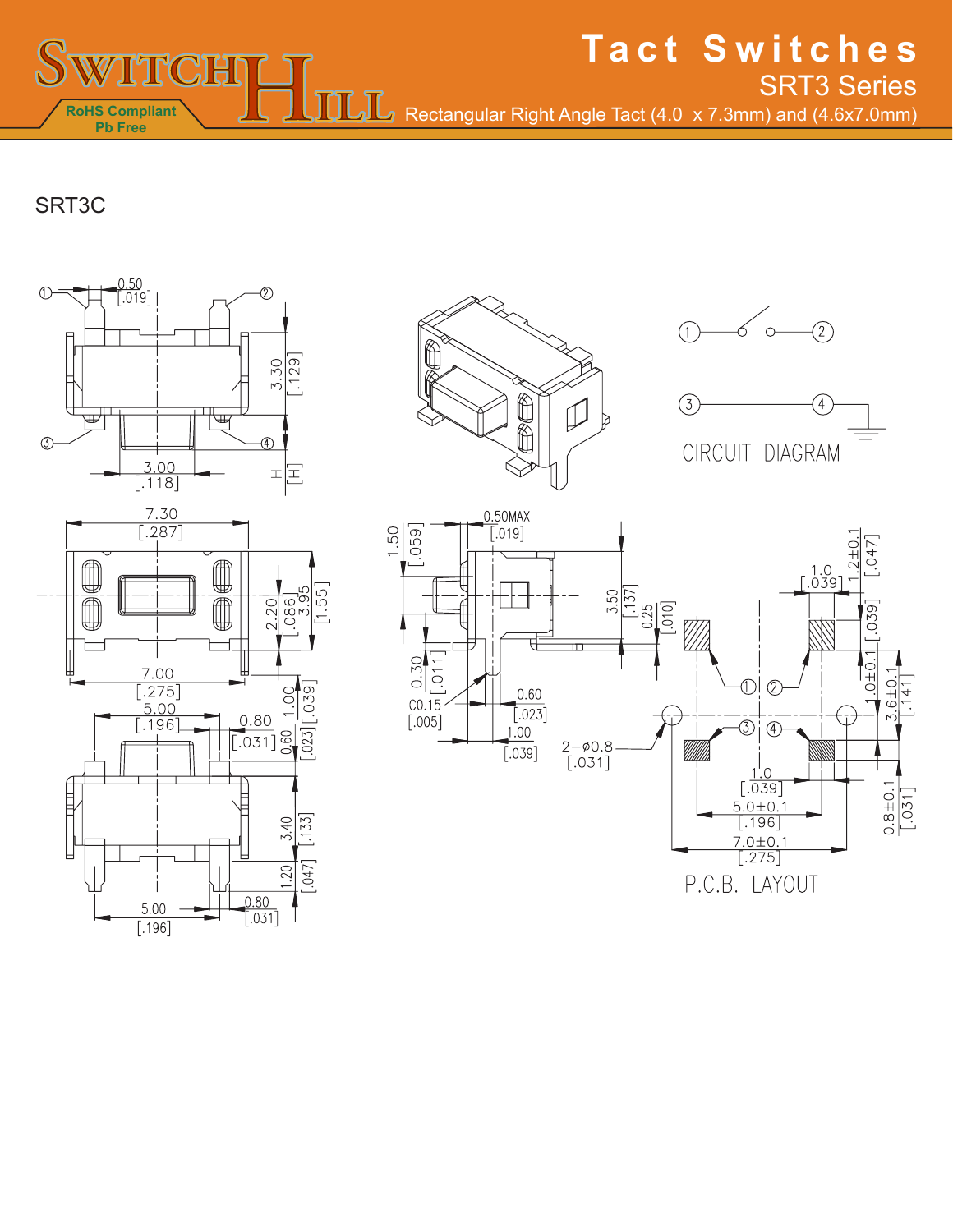# Tact Switches

## SRT3 Series

Rectangular Right Angle Tact (4.0 x 7.3mm) and (4.6x7.0mm)

RoHS Compliant
Pb Free

### SRT3C

CIRCUIT DIAGRAM

P.C.B. LAYOUT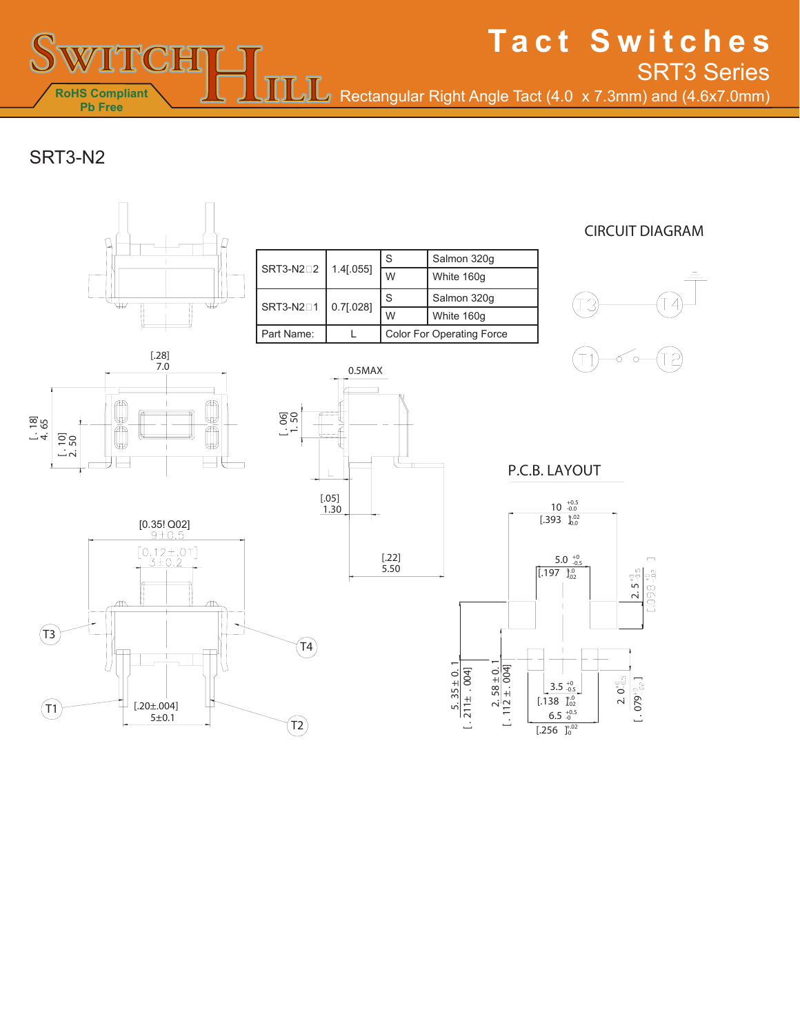# Tact Switches

## SRT3 Series

Rectangular Right Angle Tact (4.0 x 7.3mm) and (4.6x7.0mm)

RoHS Compliant
Pb Free

## SRT3-N2

| SRT3-N2□2 | 1.4[.055] | S | Salmon 320g |
|---|---|---|---|
| | | W | White 160g |
| SRT3-N2□1 | 0.7[.028] | S | Salmon 320g |
| | | W | White 160g |
| Part Name: | L | Color For Operating Force | |

CIRCUIT DIAGRAM

T3 T4
T1 T2

[.28]
7.0

[.18]
4.65

[.10]
2.50

0.5MAX

[.06]
1.50

[.05]
1.30

[.22]
5.50

[0.35! Q02]
9±0.5

[0.12±.01]
3±0.2

T3 T4 T1 T2

[.20±.004]
5±0.1

P.C.B. LAYOUT

10 $^{+0.5}_{-0.0}$
[.393 $^{+.02}_{0.0}$]

5.0 $^{+0}_{-0.5}$
[.197 $^{+0}_{-.02}$]

2.5 $^{+0}_{-0.5}$
[.098 $^{+0}_{-.02}$]

5.35±0.1
[.211±.004]

2.58±0.1
[.112±.004]

3.5 $^{+0}_{-0.5}$
[.138 $^{+0}_{-.02}$]

6.5 $^{+0.5}_{-0}$
[.256 $^{+.02}_{0}$]

2.0 $^{+0}_{-0.5}$
[.079 $^{+0}_{-.02}$]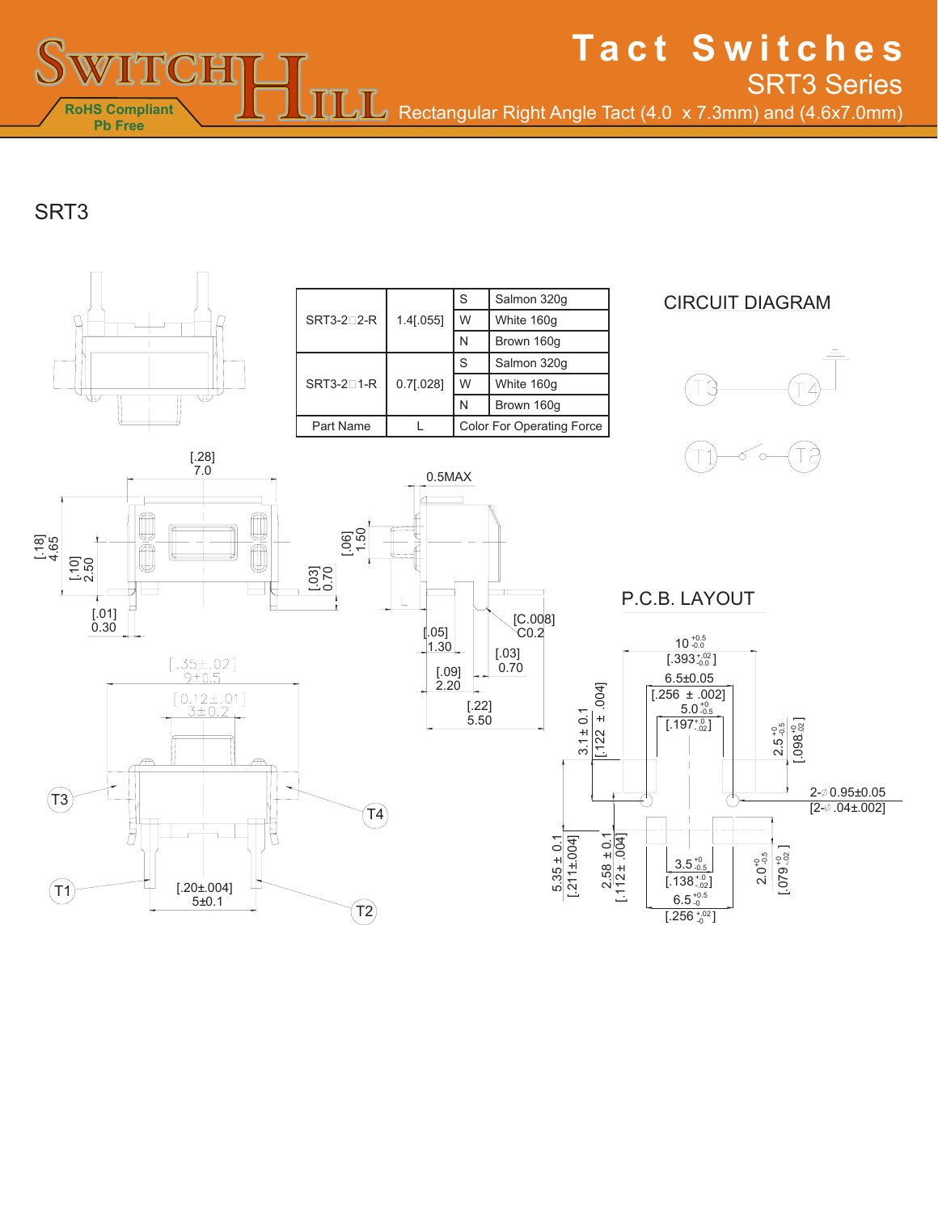# Tact Switches

## SRT3 Series

Rectangular Right Angle Tact (4.0 x 7.3mm) and (4.6x7.0mm)

RoHS Compliant
Pb Free

## SRT3

| Part Name | L | Color For Operating Force | |
|---|---|---|---|
| SRT3-2□2-R | 1.4[.055] | S | Salmon 320g |
| | | W | White 160g |
| | | N | Brown 160g |
| SRT3-2□1-R | 0.7[.028] | S | Salmon 320g |
| | | W | White 160g |
| | | N | Brown 160g |

CIRCUIT DIAGRAM

T3 T4

T1 T2

[.28] 7.0

[.18] 4.65

[.10] 2.50

[.03] 0.70

[.01] 0.30

0.5MAX

[.06] 1.50

[.05] 1.30

[C.008] C0.2

[.03] 0.70

[.09] 2.20

[.22] 5.50

[.35±.02] 9±0.5

[0.12±.01] 3±0.2

T3 T4 T1 T2

[.20±.004] 5±0.1

P.C.B. LAYOUT

$10^{+0.5}_{-0.0}$ [$.393^{+.02}_{-.0}$]

6.5±0.05 [.256 ± .002]

$5.0^{+0}_{-0.5}$ [$.197^{+.0}_{-.02}$]

3.1 ± 0.1 [.122 ± .004]

$2.5^{+0}_{-0.5}$ [$.098^{+0}_{-.02}$]

2-∅ 0.95±0.05 [2-∅ .04±.002]

5.35 ± 0.1 [.211±.004]

2.58 ± 0.1 [.112 ± .004]

$3.5^{+0}_{-0.5}$ [$.138^{+.0}_{-.02}$]

$6.5^{+0.5}_{-0}$ [$.256^{+.02}_{-0}$]

$2.0^{+0}_{-0.5}$ [$.079^{+0}_{-.02}$]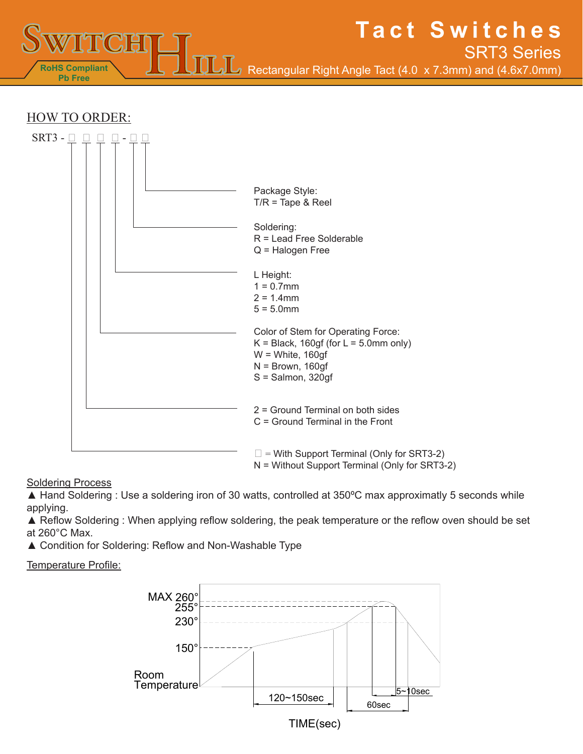# Tact Switches

## SRT3 Series

Rectangular Right Angle Tact (4.0 x 7.3mm) and (4.6x7.0mm)

RoHS Compliant
Pb Free

## HOW TO ORDER:

SRT3 - □ □ □ □ - □ □

Package Style:
T/R = Tape & Reel

Soldering:
R = Lead Free Solderable
Q = Halogen Free

L Height:
1 = 0.7mm
2 = 1.4mm
5 = 5.0mm

Color of Stem for Operating Force:
K = Black, 160gf (for L = 5.0mm only)
W = White, 160gf
N = Brown, 160gf
S = Salmon, 320gf

2 = Ground Terminal on both sides
C = Ground Terminal in the Front

□ = With Support Terminal (Only for SRT3-2)
N = Without Support Terminal (Only for SRT3-2)

### Soldering Process

▲ Hand Soldering : Use a soldering iron of 30 watts, controlled at 350ºC max approximatly 5 seconds while applying.

▲ Reflow Soldering : When applying reflow soldering, the peak temperature or the reflow oven should be set at 260°C Max.

▲ Condition for Soldering: Reflow and Non-Washable Type

### Temperature Profile:

MAX 260°
255°
230°
150°
Room Temperature
120~150sec
60sec
5~10sec
TIME(sec)